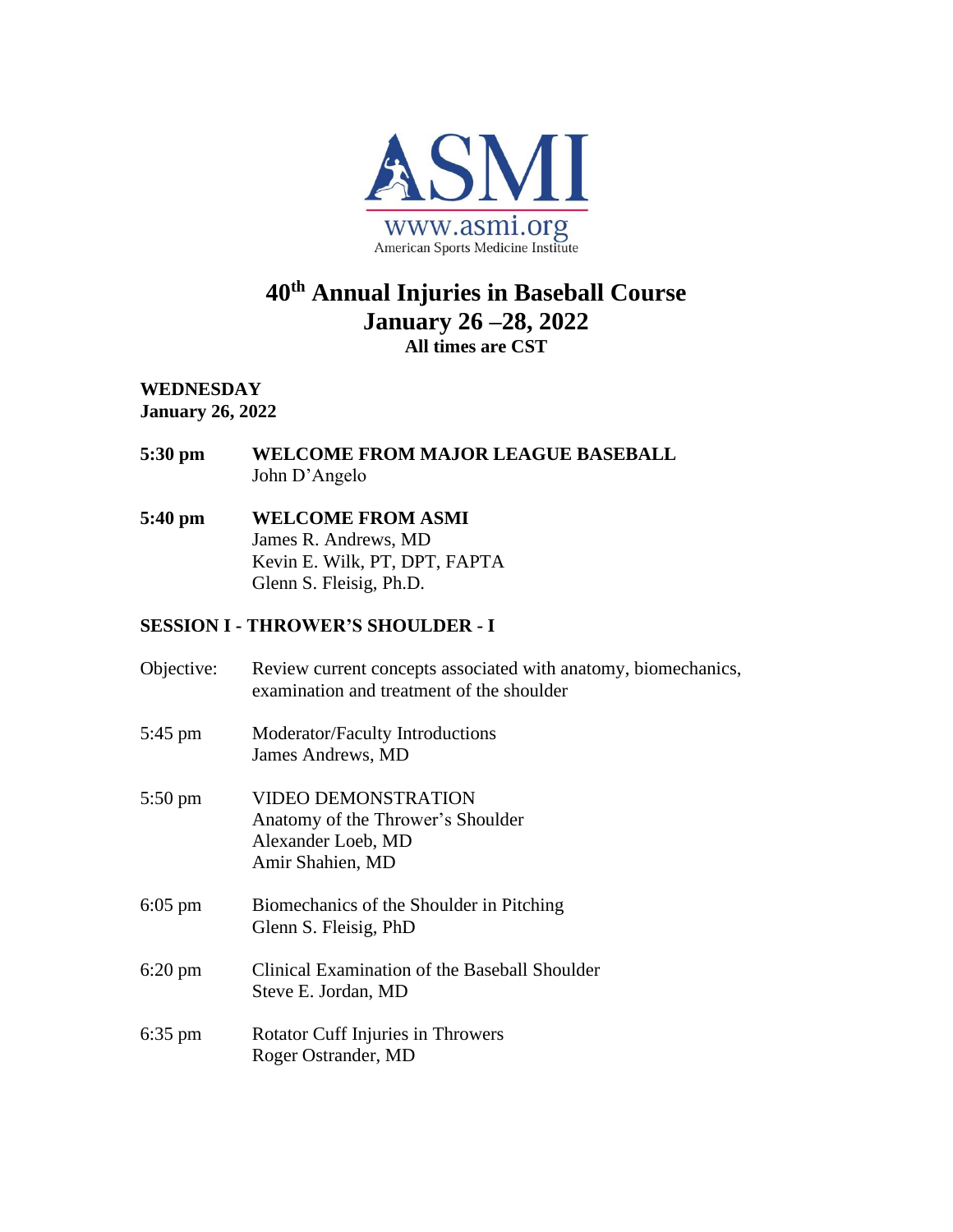ASMI

www.asmi.org

American Sports Medicine Institute

# 40th Annual Injuries in Baseball Course

## January 26 –28, 2022

**All times are CST**

**WEDNESDAY**
**January 26, 2022**

**5:30 pm** **WELCOME FROM MAJOR LEAGUE BASEBALL**
John D'Angelo

**5:40 pm** **WELCOME FROM ASMI**
James R. Andrews, MD
Kevin E. Wilk, PT, DPT, FAPTA
Glenn S. Fleisig, Ph.D.

### SESSION I - THROWER'S SHOULDER - I

Objective: Review current concepts associated with anatomy, biomechanics, examination and treatment of the shoulder

5:45 pm Moderator/Faculty Introductions
James Andrews, MD

5:50 pm VIDEO DEMONSTRATION
Anatomy of the Thrower's Shoulder
Alexander Loeb, MD
Amir Shahien, MD

6:05 pm Biomechanics of the Shoulder in Pitching
Glenn S. Fleisig, PhD

6:20 pm Clinical Examination of the Baseball Shoulder
Steve E. Jordan, MD

6:35 pm Rotator Cuff Injuries in Throwers
Roger Ostrander, MD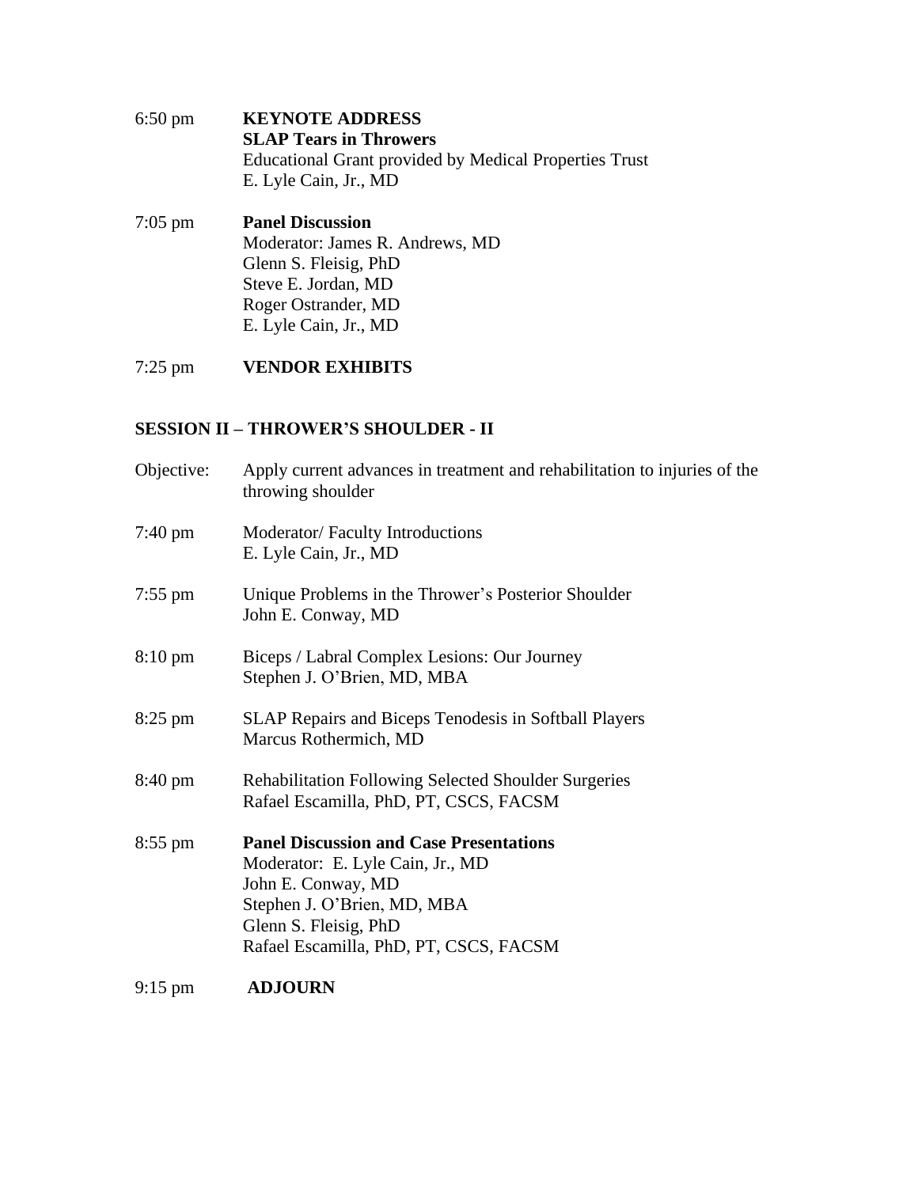6:50 pm **KEYNOTE ADDRESS**
**SLAP Tears in Throwers**
Educational Grant provided by Medical Properties Trust
E. Lyle Cain, Jr., MD

7:05 pm **Panel Discussion**
Moderator: James R. Andrews, MD
Glenn S. Fleisig, PhD
Steve E. Jordan, MD
Roger Ostrander, MD
E. Lyle Cain, Jr., MD

7:25 pm **VENDOR EXHIBITS**

## SESSION II – THROWER'S SHOULDER - II

Objective: Apply current advances in treatment and rehabilitation to injuries of the throwing shoulder

7:40 pm Moderator/ Faculty Introductions
E. Lyle Cain, Jr., MD

7:55 pm Unique Problems in the Thrower's Posterior Shoulder
John E. Conway, MD

8:10 pm Biceps / Labral Complex Lesions: Our Journey
Stephen J. O'Brien, MD, MBA

8:25 pm SLAP Repairs and Biceps Tenodesis in Softball Players
Marcus Rothermich, MD

8:40 pm Rehabilitation Following Selected Shoulder Surgeries
Rafael Escamilla, PhD, PT, CSCS, FACSM

8:55 pm **Panel Discussion and Case Presentations**
Moderator: E. Lyle Cain, Jr., MD
John E. Conway, MD
Stephen J. O'Brien, MD, MBA
Glenn S. Fleisig, PhD
Rafael Escamilla, PhD, PT, CSCS, FACSM

9:15 pm **ADJOURN**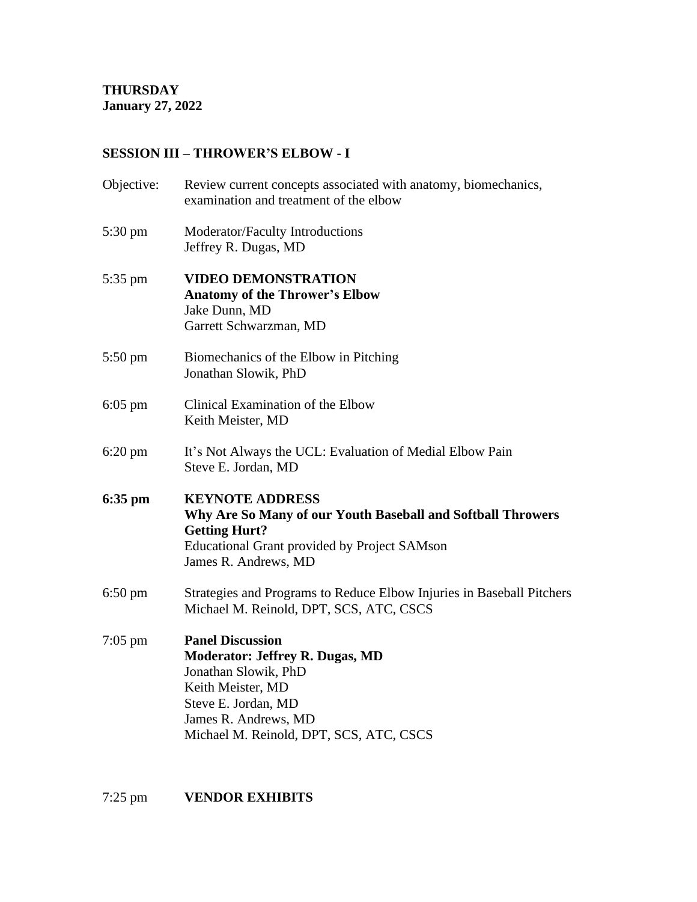**THURSDAY**
**January 27, 2022**

## SESSION III – THROWER'S ELBOW - I

Objective: Review current concepts associated with anatomy, biomechanics, examination and treatment of the elbow

5:30 pm Moderator/Faculty Introductions
Jeffrey R. Dugas, MD

5:35 pm **VIDEO DEMONSTRATION**
**Anatomy of the Thrower's Elbow**
Jake Dunn, MD
Garrett Schwarzman, MD

5:50 pm Biomechanics of the Elbow in Pitching
Jonathan Slowik, PhD

6:05 pm Clinical Examination of the Elbow
Keith Meister, MD

6:20 pm It's Not Always the UCL: Evaluation of Medial Elbow Pain
Steve E. Jordan, MD

**6:35 pm** **KEYNOTE ADDRESS**
**Why Are So Many of our Youth Baseball and Softball Throwers Getting Hurt?**
Educational Grant provided by Project SAMson
James R. Andrews, MD

6:50 pm Strategies and Programs to Reduce Elbow Injuries in Baseball Pitchers
Michael M. Reinold, DPT, SCS, ATC, CSCS

7:05 pm **Panel Discussion**
**Moderator: Jeffrey R. Dugas, MD**
Jonathan Slowik, PhD
Keith Meister, MD
Steve E. Jordan, MD
James R. Andrews, MD
Michael M. Reinold, DPT, SCS, ATC, CSCS

7:25 pm **VENDOR EXHIBITS**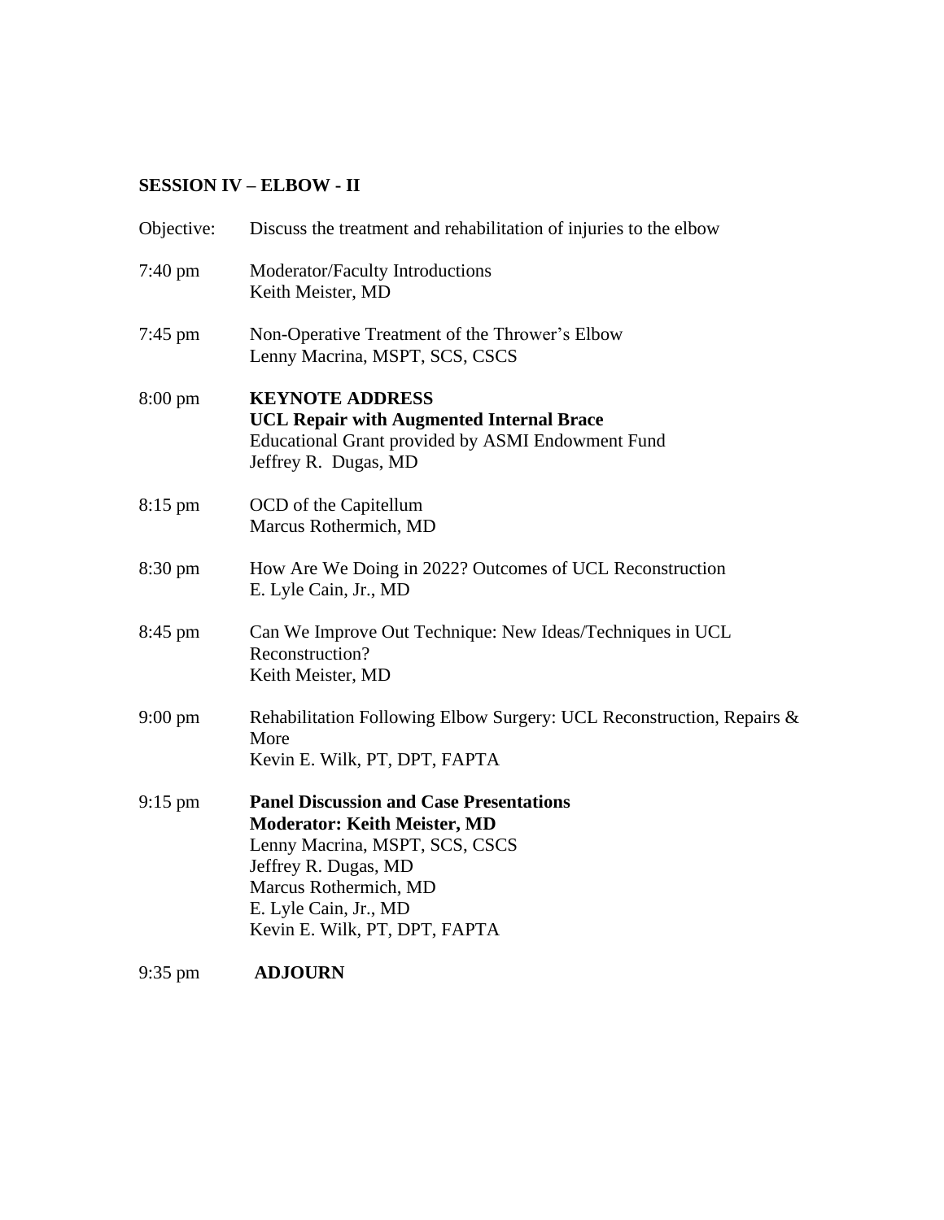**SESSION IV – ELBOW - II**

Objective: Discuss the treatment and rehabilitation of injuries to the elbow

7:40 pm Moderator/Faculty Introductions
Keith Meister, MD

7:45 pm Non-Operative Treatment of the Thrower's Elbow
Lenny Macrina, MSPT, SCS, CSCS

8:00 pm **KEYNOTE ADDRESS**
**UCL Repair with Augmented Internal Brace**
Educational Grant provided by ASMI Endowment Fund
Jeffrey R. Dugas, MD

8:15 pm OCD of the Capitellum
Marcus Rothermich, MD

8:30 pm How Are We Doing in 2022? Outcomes of UCL Reconstruction
E. Lyle Cain, Jr., MD

8:45 pm Can We Improve Out Technique: New Ideas/Techniques in UCL Reconstruction?
Keith Meister, MD

9:00 pm Rehabilitation Following Elbow Surgery: UCL Reconstruction, Repairs & More
Kevin E. Wilk, PT, DPT, FAPTA

9:15 pm **Panel Discussion and Case Presentations**
**Moderator: Keith Meister, MD**
Lenny Macrina, MSPT, SCS, CSCS
Jeffrey R. Dugas, MD
Marcus Rothermich, MD
E. Lyle Cain, Jr., MD
Kevin E. Wilk, PT, DPT, FAPTA

9:35 pm **ADJOURN**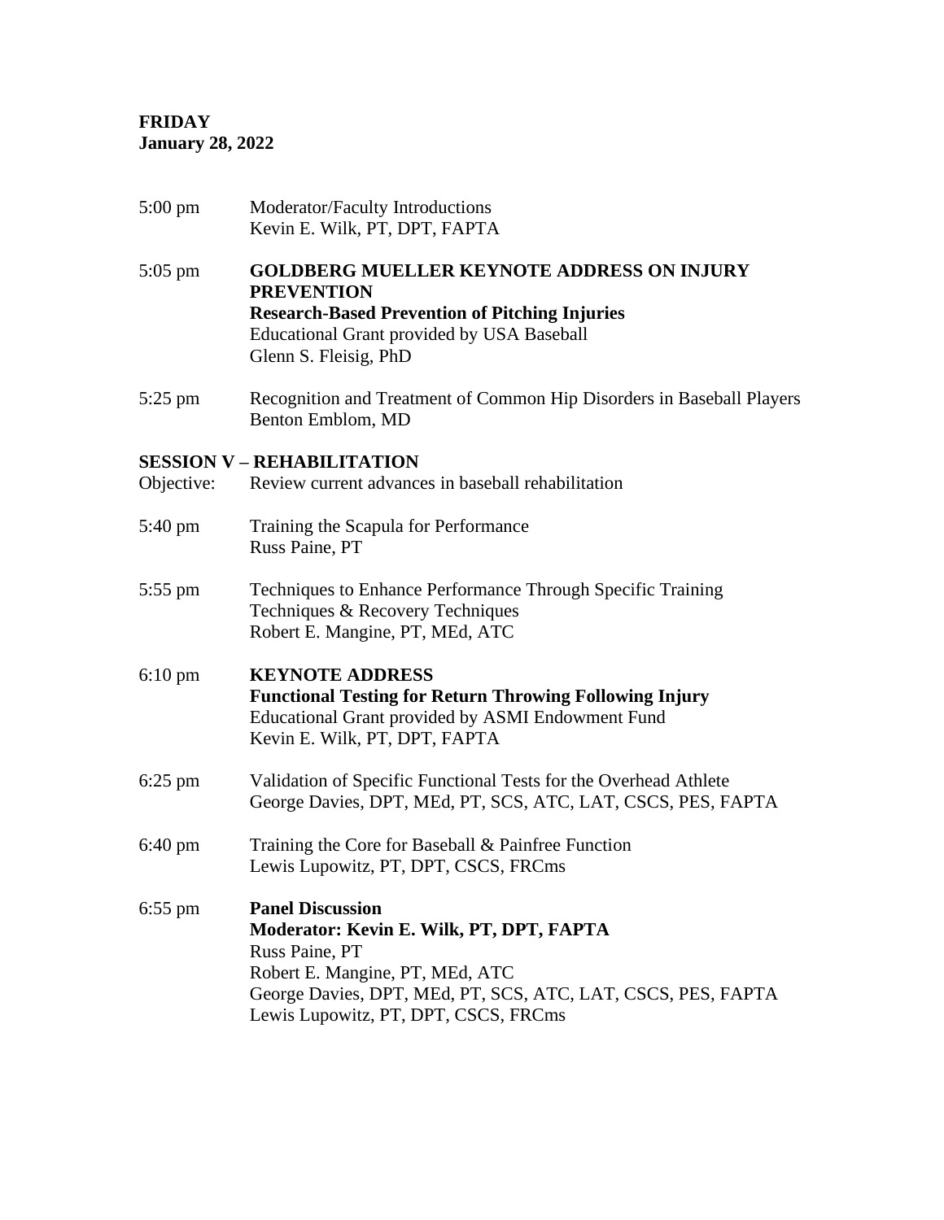**FRIDAY**
**January 28, 2022**

| | |
|---|---|
| 5:00 pm | Moderator/Faculty Introductions<br>Kevin E. Wilk, PT, DPT, FAPTA |
| 5:05 pm | **GOLDBERG MUELLER KEYNOTE ADDRESS ON INJURY PREVENTION**<br>**Research-Based Prevention of Pitching Injuries**<br>Educational Grant provided by USA Baseball<br>Glenn S. Fleisig, PhD |
| 5:25 pm | Recognition and Treatment of Common Hip Disorders in Baseball Players<br>Benton Emblom, MD |

**SESSION V – REHABILITATION**

Objective: Review current advances in baseball rehabilitation

| | |
|---|---|
| 5:40 pm | Training the Scapula for Performance<br>Russ Paine, PT |
| 5:55 pm | Techniques to Enhance Performance Through Specific Training Techniques & Recovery Techniques<br>Robert E. Mangine, PT, MEd, ATC |
| 6:10 pm | **KEYNOTE ADDRESS**<br>**Functional Testing for Return Throwing Following Injury**<br>Educational Grant provided by ASMI Endowment Fund<br>Kevin E. Wilk, PT, DPT, FAPTA |
| 6:25 pm | Validation of Specific Functional Tests for the Overhead Athlete<br>George Davies, DPT, MEd, PT, SCS, ATC, LAT, CSCS, PES, FAPTA |
| 6:40 pm | Training the Core for Baseball & Painfree Function<br>Lewis Lupowitz, PT, DPT, CSCS, FRCms |
| 6:55 pm | **Panel Discussion**<br>**Moderator: Kevin E. Wilk, PT, DPT, FAPTA**<br>Russ Paine, PT<br>Robert E. Mangine, PT, MEd, ATC<br>George Davies, DPT, MEd, PT, SCS, ATC, LAT, CSCS, PES, FAPTA<br>Lewis Lupowitz, PT, DPT, CSCS, FRCms |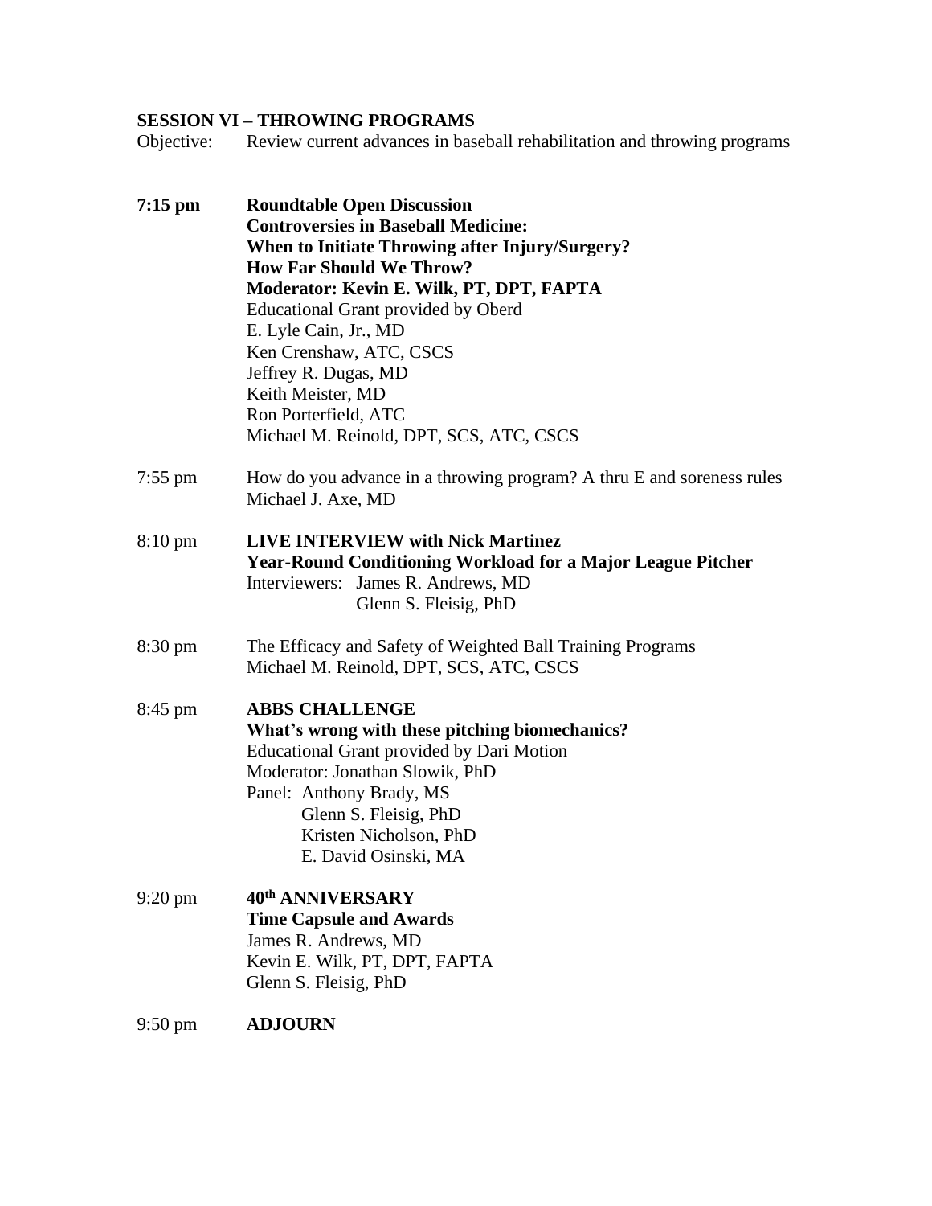**SESSION VI – THROWING PROGRAMS**

Objective: Review current advances in baseball rehabilitation and throwing programs

**7:15 pm** **Roundtable Open Discussion**
**Controversies in Baseball Medicine:**
**When to Initiate Throwing after Injury/Surgery?**
**How Far Should We Throw?**
**Moderator: Kevin E. Wilk, PT, DPT, FAPTA**
Educational Grant provided by Oberd
E. Lyle Cain, Jr., MD
Ken Crenshaw, ATC, CSCS
Jeffrey R. Dugas, MD
Keith Meister, MD
Ron Porterfield, ATC
Michael M. Reinold, DPT, SCS, ATC, CSCS

7:55 pm How do you advance in a throwing program? A thru E and soreness rules
Michael J. Axe, MD

8:10 pm **LIVE INTERVIEW with Nick Martinez**
**Year-Round Conditioning Workload for a Major League Pitcher**
Interviewers: James R. Andrews, MD
Glenn S. Fleisig, PhD

8:30 pm The Efficacy and Safety of Weighted Ball Training Programs
Michael M. Reinold, DPT, SCS, ATC, CSCS

8:45 pm **ABBS CHALLENGE**
**What's wrong with these pitching biomechanics?**
Educational Grant provided by Dari Motion
Moderator: Jonathan Slowik, PhD
Panel: Anthony Brady, MS
Glenn S. Fleisig, PhD
Kristen Nicholson, PhD
E. David Osinski, MA

9:20 pm **40th ANNIVERSARY**
**Time Capsule and Awards**
James R. Andrews, MD
Kevin E. Wilk, PT, DPT, FAPTA
Glenn S. Fleisig, PhD

9:50 pm **ADJOURN**